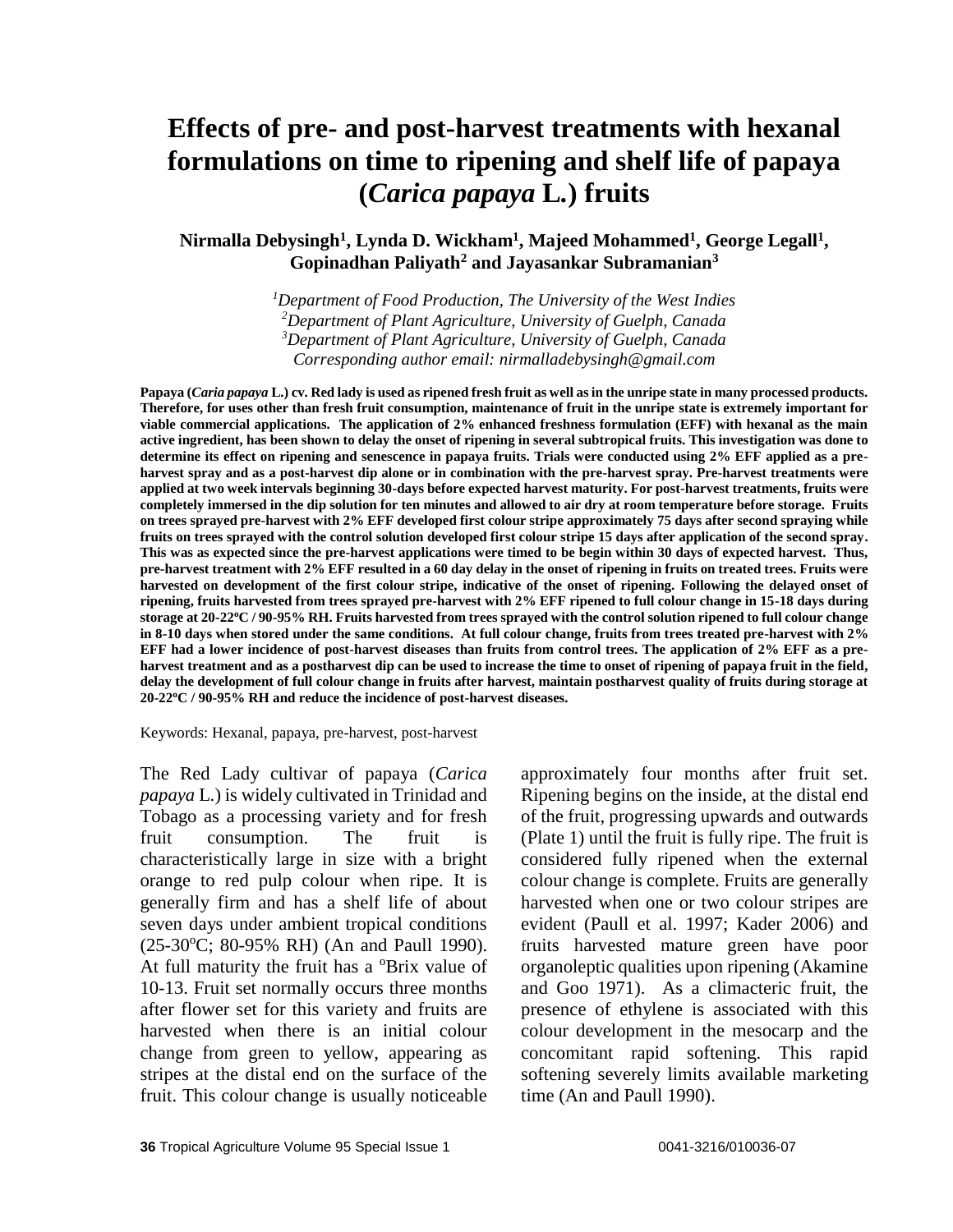# Effects of pre- and post-harvest treatments with hexanal formulations on time to ripening and shelf life of papaya (*Carica papaya* L.) fruits

**Nirmalla Debysingh[1], Lynda D. Wickham[1], Majeed Mohammed[1], George Legall[1], Gopinadhan Paliyath[2] and Jayasankar Subramanian[3]**

*[1]Department of Food Production, The University of the West Indies*
*[2]Department of Plant Agriculture, University of Guelph, Canada*
*[3]Department of Plant Agriculture, University of Guelph, Canada*
*Corresponding author email: nirmalladebysingh@gmail.com*

**Papaya (*Caria papaya* L.) cv. Red lady is used as ripened fresh fruit as well as in the unripe state in many processed products. Therefore, for uses other than fresh fruit consumption, maintenance of fruit in the unripe state is extremely important for viable commercial applications. The application of 2% enhanced freshness formulation (EFF) with hexanal as the main active ingredient, has been shown to delay the onset of ripening in several subtropical fruits. This investigation was done to determine its effect on ripening and senescence in papaya fruits. Trials were conducted using 2% EFF applied as a pre-harvest spray and as a post-harvest dip alone or in combination with the pre-harvest spray. Pre-harvest treatments were applied at two week intervals beginning 30-days before expected harvest maturity. For post-harvest treatments, fruits were completely immersed in the dip solution for ten minutes and allowed to air dry at room temperature before storage. Fruits on trees sprayed pre-harvest with 2% EFF developed first colour stripe approximately 75 days after second spraying while fruits on trees sprayed with the control solution developed first colour stripe 15 days after application of the second spray. This was as expected since the pre-harvest applications were timed to be begin within 30 days of expected harvest. Thus, pre-harvest treatment with 2% EFF resulted in a 60 day delay in the onset of ripening in fruits on treated trees. Fruits were harvested on development of the first colour stripe, indicative of the onset of ripening. Following the delayed onset of ripening, fruits harvested from trees sprayed pre-harvest with 2% EFF ripened to full colour change in 15-18 days during storage at 20-22ºC / 90-95% RH. Fruits harvested from trees sprayed with the control solution ripened to full colour change in 8-10 days when stored under the same conditions. At full colour change, fruits from trees treated pre-harvest with 2% EFF had a lower incidence of post-harvest diseases than fruits from control trees. The application of 2% EFF as a pre-harvest treatment and as a postharvest dip can be used to increase the time to onset of ripening of papaya fruit in the field, delay the development of full colour change in fruits after harvest, maintain postharvest quality of fruits during storage at 20-22ºC / 90-95% RH and reduce the incidence of post-harvest diseases.**

Keywords: Hexanal, papaya, pre-harvest, post-harvest

The Red Lady cultivar of papaya (*Carica papaya* L.) is widely cultivated in Trinidad and Tobago as a processing variety and for fresh fruit consumption. The fruit is characteristically large in size with a bright orange to red pulp colour when ripe. It is generally firm and has a shelf life of about seven days under ambient tropical conditions (25-30$^o$C; 80-95% RH) (An and Paull 1990). At full maturity the fruit has a $^o$Brix value of 10-13. Fruit set normally occurs three months after flower set for this variety and fruits are harvested when there is an initial colour change from green to yellow, appearing as stripes at the distal end on the surface of the fruit. This colour change is usually noticeable approximately four months after fruit set. Ripening begins on the inside, at the distal end of the fruit, progressing upwards and outwards (Plate 1) until the fruit is fully ripe. The fruit is considered fully ripened when the external colour change is complete. Fruits are generally harvested when one or two colour stripes are evident (Paull et al. 1997; Kader 2006) and fruits harvested mature green have poor organoleptic qualities upon ripening (Akamine and Goo 1971). As a climacteric fruit, the presence of ethylene is associated with this colour development in the mesocarp and the concomitant rapid softening. This rapid softening severely limits available marketing time (An and Paull 1990).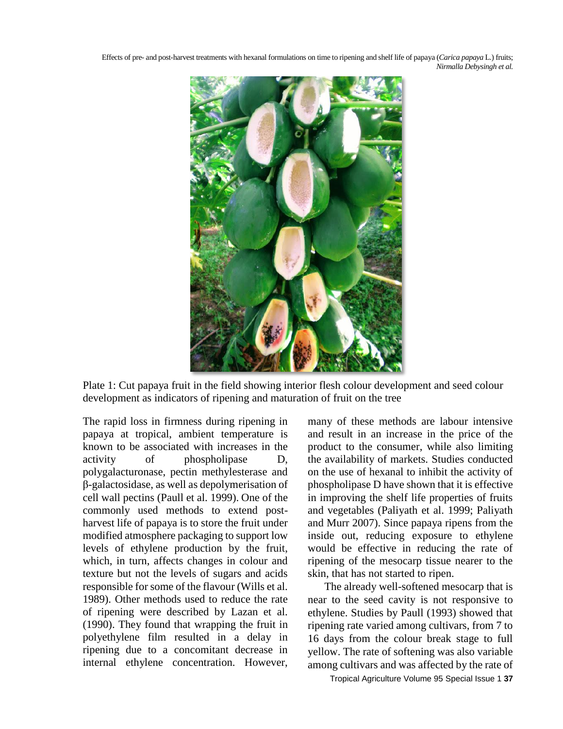Plate 1: Cut papaya fruit in the field showing interior flesh colour development and seed colour development as indicators of ripening and maturation of fruit on the tree

The rapid loss in firmness during ripening in papaya at tropical, ambient temperature is known to be associated with increases in the activity of phospholipase D, polygalacturonase, pectin methylesterase and β-galactosidase, as well as depolymerisation of cell wall pectins (Paull et al. 1999). One of the commonly used methods to extend post-harvest life of papaya is to store the fruit under modified atmosphere packaging to support low levels of ethylene production by the fruit, which, in turn, affects changes in colour and texture but not the levels of sugars and acids responsible for some of the flavour (Wills et al. 1989). Other methods used to reduce the rate of ripening were described by Lazan et al. (1990). They found that wrapping the fruit in polyethylene film resulted in a delay in ripening due to a concomitant decrease in internal ethylene concentration. However, many of these methods are labour intensive and result in an increase in the price of the product to the consumer, while also limiting the availability of markets. Studies conducted on the use of hexanal to inhibit the activity of phospholipase D have shown that it is effective in improving the shelf life properties of fruits and vegetables (Paliyath et al. 1999; Paliyath and Murr 2007). Since papaya ripens from the inside out, reducing exposure to ethylene would be effective in reducing the rate of ripening of the mesocarp tissue nearer to the skin, that has not started to ripen.

The already well-softened mesocarp that is near to the seed cavity is not responsive to ethylene. Studies by Paull (1993) showed that ripening rate varied among cultivars, from 7 to 16 days from the colour break stage to full yellow. The rate of softening was also variable among cultivars and was affected by the rate of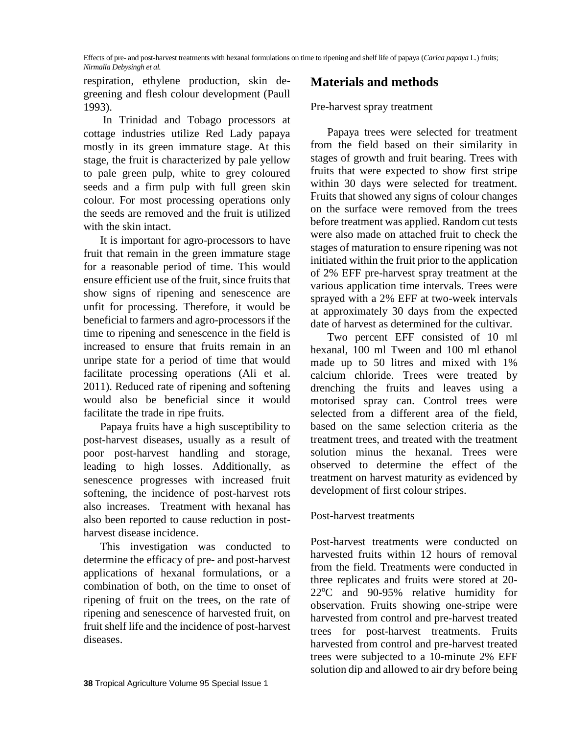respiration, ethylene production, skin de-greening and flesh colour development (Paull 1993).

In Trinidad and Tobago processors at cottage industries utilize Red Lady papaya mostly in its green immature stage. At this stage, the fruit is characterized by pale yellow to pale green pulp, white to grey coloured seeds and a firm pulp with full green skin colour. For most processing operations only the seeds are removed and the fruit is utilized with the skin intact.

It is important for agro-processors to have fruit that remain in the green immature stage for a reasonable period of time. This would ensure efficient use of the fruit, since fruits that show signs of ripening and senescence are unfit for processing. Therefore, it would be beneficial to farmers and agro-processors if the time to ripening and senescence in the field is increased to ensure that fruits remain in an unripe state for a period of time that would facilitate processing operations (Ali et al. 2011). Reduced rate of ripening and softening would also be beneficial since it would facilitate the trade in ripe fruits.

Papaya fruits have a high susceptibility to post-harvest diseases, usually as a result of poor post-harvest handling and storage, leading to high losses. Additionally, as senescence progresses with increased fruit softening, the incidence of post-harvest rots also increases. Treatment with hexanal has also been reported to cause reduction in post-harvest disease incidence.

This investigation was conducted to determine the efficacy of pre- and post-harvest applications of hexanal formulations, or a combination of both, on the time to onset of ripening of fruit on the trees, on the rate of ripening and senescence of harvested fruit, on fruit shelf life and the incidence of post-harvest diseases.

## Materials and methods

### Pre-harvest spray treatment

Papaya trees were selected for treatment from the field based on their similarity in stages of growth and fruit bearing. Trees with fruits that were expected to show first stripe within 30 days were selected for treatment. Fruits that showed any signs of colour changes on the surface were removed from the trees before treatment was applied. Random cut tests were also made on attached fruit to check the stages of maturation to ensure ripening was not initiated within the fruit prior to the application of 2% EFF pre-harvest spray treatment at the various application time intervals. Trees were sprayed with a 2% EFF at two-week intervals at approximately 30 days from the expected date of harvest as determined for the cultivar.

Two percent EFF consisted of 10 ml hexanal, 100 ml Tween and 100 ml ethanol made up to 50 litres and mixed with 1% calcium chloride. Trees were treated by drenching the fruits and leaves using a motorised spray can. Control trees were selected from a different area of the field, based on the same selection criteria as the treatment trees, and treated with the treatment solution minus the hexanal. Trees were observed to determine the effect of the treatment on harvest maturity as evidenced by development of first colour stripes.

### Post-harvest treatments

Post-harvest treatments were conducted on harvested fruits within 12 hours of removal from the field. Treatments were conducted in three replicates and fruits were stored at 20-22°C and 90-95% relative humidity for observation. Fruits showing one-stripe were harvested from control and pre-harvest treated trees for post-harvest treatments. Fruits harvested from control and pre-harvest treated trees were subjected to a 10-minute 2% EFF solution dip and allowed to air dry before being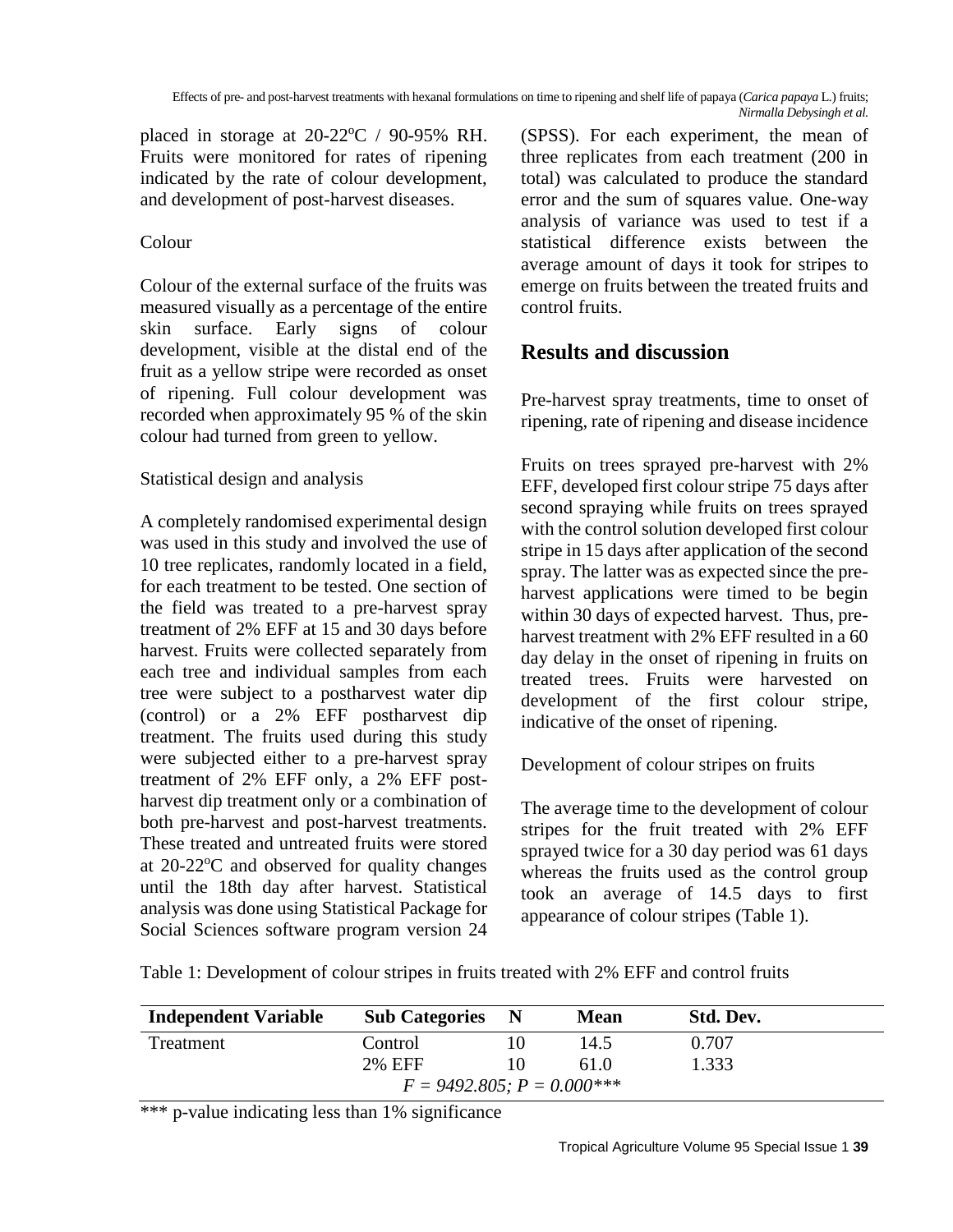placed in storage at 20-22$^{o}$C / 90-95% RH. Fruits were monitored for rates of ripening indicated by the rate of colour development, and development of post-harvest diseases.

Colour

Colour of the external surface of the fruits was measured visually as a percentage of the entire skin surface. Early signs of colour development, visible at the distal end of the fruit as a yellow stripe were recorded as onset of ripening. Full colour development was recorded when approximately 95 % of the skin colour had turned from green to yellow.

Statistical design and analysis

A completely randomised experimental design was used in this study and involved the use of 10 tree replicates, randomly located in a field, for each treatment to be tested. One section of the field was treated to a pre-harvest spray treatment of 2% EFF at 15 and 30 days before harvest. Fruits were collected separately from each tree and individual samples from each tree were subject to a postharvest water dip (control) or a 2% EFF postharvest dip treatment. The fruits used during this study were subjected either to a pre-harvest spray treatment of 2% EFF only, a 2% EFF post-harvest dip treatment only or a combination of both pre-harvest and post-harvest treatments. These treated and untreated fruits were stored at 20-22$^{o}$C and observed for quality changes until the 18th day after harvest. Statistical analysis was done using Statistical Package for Social Sciences software program version 24 (SPSS). For each experiment, the mean of three replicates from each treatment (200 in total) was calculated to produce the standard error and the sum of squares value. One-way analysis of variance was used to test if a statistical difference exists between the average amount of days it took for stripes to emerge on fruits between the treated fruits and control fruits.

## Results and discussion

Pre-harvest spray treatments, time to onset of ripening, rate of ripening and disease incidence

Fruits on trees sprayed pre-harvest with 2% EFF, developed first colour stripe 75 days after second spraying while fruits on trees sprayed with the control solution developed first colour stripe in 15 days after application of the second spray. The latter was as expected since the pre-harvest applications were timed to be begin within 30 days of expected harvest. Thus, pre-harvest treatment with 2% EFF resulted in a 60 day delay in the onset of ripening in fruits on treated trees. Fruits were harvested on development of the first colour stripe, indicative of the onset of ripening.

Development of colour stripes on fruits

The average time to the development of colour stripes for the fruit treated with 2% EFF sprayed twice for a 30 day period was 61 days whereas the fruits used as the control group took an average of 14.5 days to first appearance of colour stripes (Table 1).

Table 1: Development of colour stripes in fruits treated with 2% EFF and control fruits

| Independent Variable | Sub Categories | N | Mean | Std. Dev. |
|---|---|---|---|---|
| Treatment | Control | 10 | 14.5 | 0.707 |
| | 2% EFF | 10 | 61.0 | 1.333 |
| | *F = 9492.805; P = 0.000**** | | | |

*** p-value indicating less than 1% significance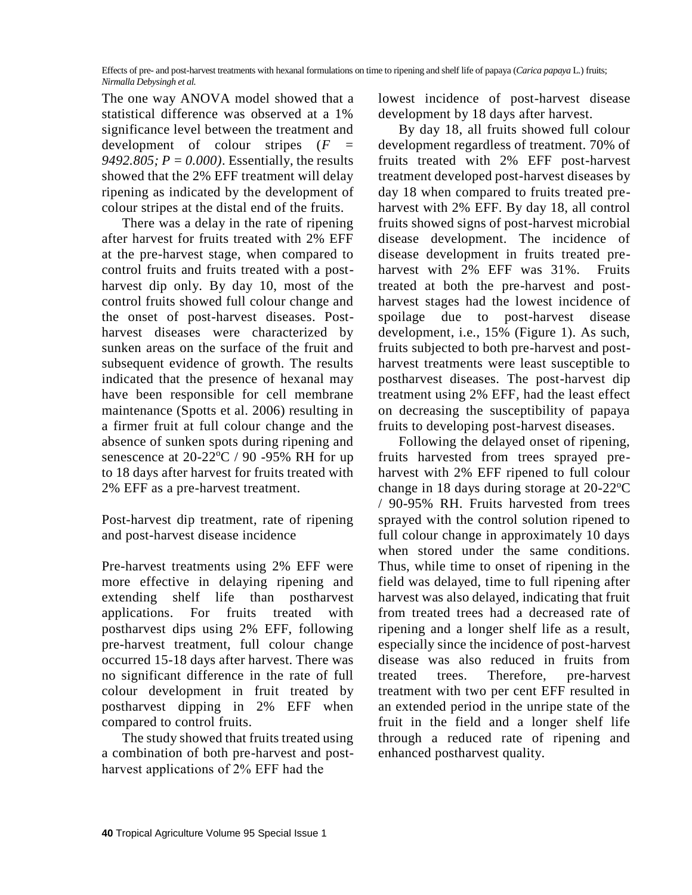The one way ANOVA model showed that a statistical difference was observed at a 1% significance level between the treatment and development of colour stripes ($F = 9492.805; P = 0.000$). Essentially, the results showed that the 2% EFF treatment will delay ripening as indicated by the development of colour stripes at the distal end of the fruits.

There was a delay in the rate of ripening after harvest for fruits treated with 2% EFF at the pre-harvest stage, when compared to control fruits and fruits treated with a post-harvest dip only. By day 10, most of the control fruits showed full colour change and the onset of post-harvest diseases. Post-harvest diseases were characterized by sunken areas on the surface of the fruit and subsequent evidence of growth. The results indicated that the presence of hexanal may have been responsible for cell membrane maintenance (Spotts et al. 2006) resulting in a firmer fruit at full colour change and the absence of sunken spots during ripening and senescence at 20-22$^{o}$C / 90 -95% RH for up to 18 days after harvest for fruits treated with 2% EFF as a pre-harvest treatment.

Post-harvest dip treatment, rate of ripening and post-harvest disease incidence

Pre-harvest treatments using 2% EFF were more effective in delaying ripening and extending shelf life than postharvest applications. For fruits treated with postharvest dips using 2% EFF, following pre-harvest treatment, full colour change occurred 15-18 days after harvest. There was no significant difference in the rate of full colour development in fruit treated by postharvest dipping in 2% EFF when compared to control fruits.

The study showed that fruits treated using a combination of both pre-harvest and post-harvest applications of 2% EFF had the lowest incidence of post-harvest disease development by 18 days after harvest.

By day 18, all fruits showed full colour development regardless of treatment. 70% of fruits treated with 2% EFF post-harvest treatment developed post-harvest diseases by day 18 when compared to fruits treated pre-harvest with 2% EFF. By day 18, all control fruits showed signs of post-harvest microbial disease development. The incidence of disease development in fruits treated pre-harvest with 2% EFF was 31%. Fruits treated at both the pre-harvest and post-harvest stages had the lowest incidence of spoilage due to post-harvest disease development, i.e., 15% (Figure 1). As such, fruits subjected to both pre-harvest and post-harvest treatments were least susceptible to postharvest diseases. The post-harvest dip treatment using 2% EFF, had the least effect on decreasing the susceptibility of papaya fruits to developing post-harvest diseases.

Following the delayed onset of ripening, fruits harvested from trees sprayed pre-harvest with 2% EFF ripened to full colour change in 18 days during storage at 20-22$^{o}$C / 90-95% RH. Fruits harvested from trees sprayed with the control solution ripened to full colour change in approximately 10 days when stored under the same conditions. Thus, while time to onset of ripening in the field was delayed, time to full ripening after harvest was also delayed, indicating that fruit from treated trees had a decreased rate of ripening and a longer shelf life as a result, especially since the incidence of post-harvest disease was also reduced in fruits from treated trees. Therefore, pre-harvest treatment with two per cent EFF resulted in an extended period in the unripe state of the fruit in the field and a longer shelf life through a reduced rate of ripening and enhanced postharvest quality.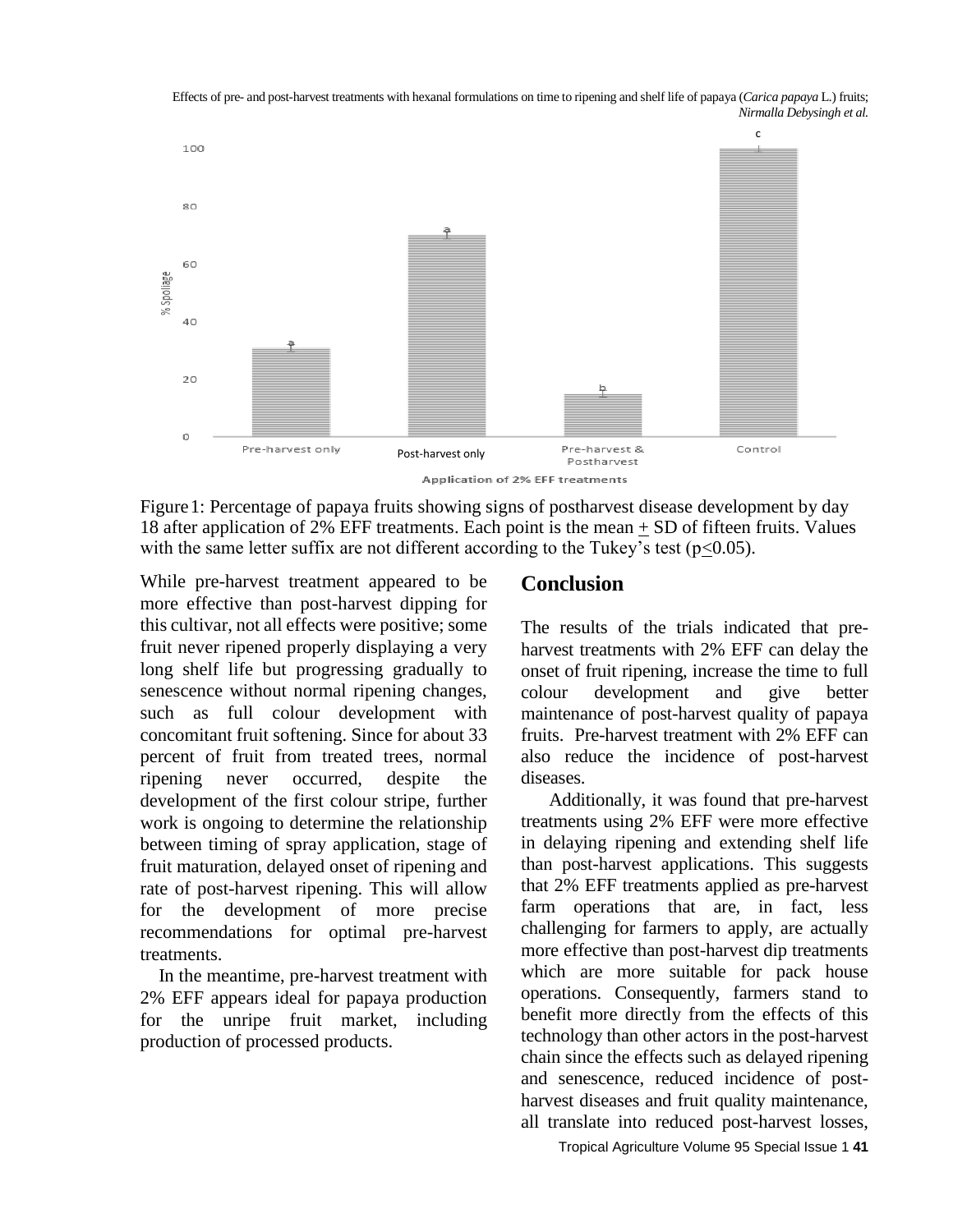Figure 1: Percentage of papaya fruits showing signs of postharvest disease development by day 18 after application of 2% EFF treatments. Each point is the mean + SD of fifteen fruits. Values with the same letter suffix are not different according to the Tukey's test ($p \leq 0.05$).

While pre-harvest treatment appeared to be more effective than post-harvest dipping for this cultivar, not all effects were positive; some fruit never ripened properly displaying a very long shelf life but progressing gradually to senescence without normal ripening changes, such as full colour development with concomitant fruit softening. Since for about 33 percent of fruit from treated trees, normal ripening never occurred, despite the development of the first colour stripe, further work is ongoing to determine the relationship between timing of spray application, stage of fruit maturation, delayed onset of ripening and rate of post-harvest ripening. This will allow for the development of more precise recommendations for optimal pre-harvest treatments.

In the meantime, pre-harvest treatment with 2% EFF appears ideal for papaya production for the unripe fruit market, including production of processed products.

## Conclusion

The results of the trials indicated that pre-harvest treatments with 2% EFF can delay the onset of fruit ripening, increase the time to full colour development and give better maintenance of post-harvest quality of papaya fruits. Pre-harvest treatment with 2% EFF can also reduce the incidence of post-harvest diseases.

Additionally, it was found that pre-harvest treatments using 2% EFF were more effective in delaying ripening and extending shelf life than post-harvest applications. This suggests that 2% EFF treatments applied as pre-harvest farm operations that are, in fact, less challenging for farmers to apply, are actually more effective than post-harvest dip treatments which are more suitable for pack house operations. Consequently, farmers stand to benefit more directly from the effects of this technology than other actors in the post-harvest chain since the effects such as delayed ripening and senescence, reduced incidence of post-harvest diseases and fruit quality maintenance, all translate into reduced post-harvest losses,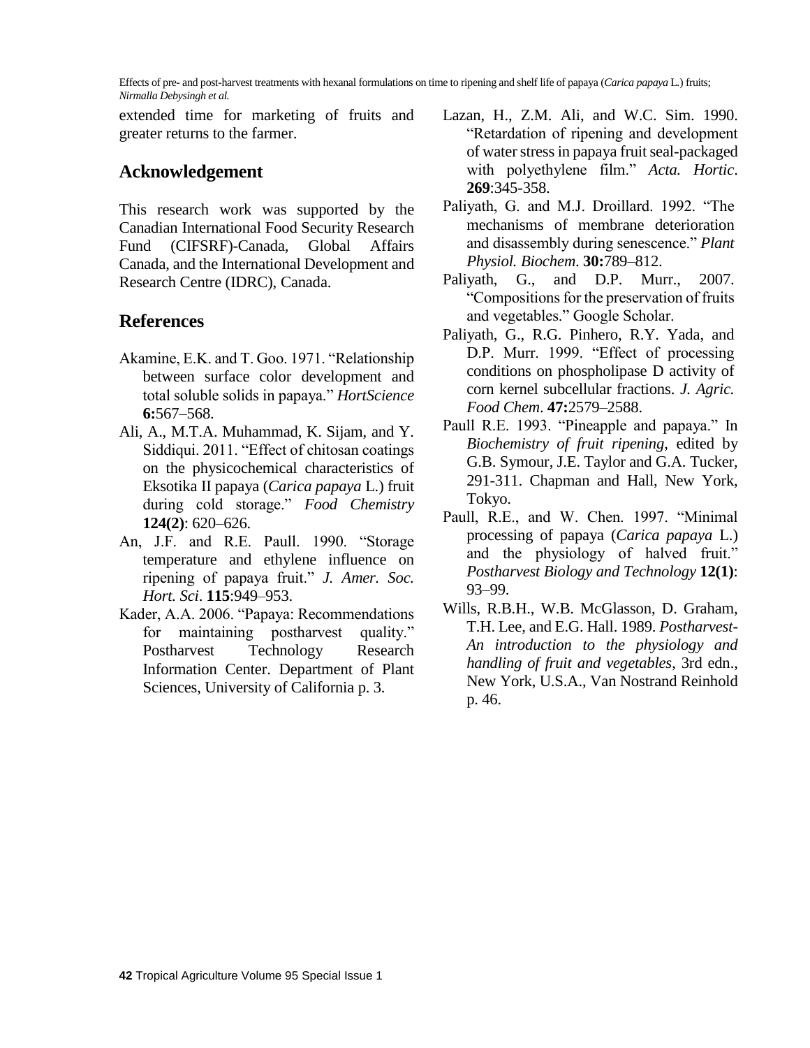extended time for marketing of fruits and greater returns to the farmer.

## Acknowledgement

This research work was supported by the Canadian International Food Security Research Fund (CIFSRF)-Canada, Global Affairs Canada, and the International Development and Research Centre (IDRC), Canada.

## References

Akamine, E.K. and T. Goo. 1971. "Relationship between surface color development and total soluble solids in papaya." *HortScience* **6:**567–568.

Ali, A., M.T.A. Muhammad, K. Sijam, and Y. Siddiqui. 2011. "Effect of chitosan coatings on the physicochemical characteristics of Eksotika II papaya (*Carica papaya* L.) fruit during cold storage." *Food Chemistry* **124(2)**: 620–626.

An, J.F. and R.E. Paull. 1990. "Storage temperature and ethylene influence on ripening of papaya fruit." *J. Amer. Soc. Hort. Sci*. **115**:949–953.

Kader, A.A. 2006. "Papaya: Recommendations for maintaining postharvest quality." Postharvest Technology Research Information Center. Department of Plant Sciences, University of California p. 3.

Lazan, H., Z.M. Ali, and W.C. Sim. 1990. "Retardation of ripening and development of water stress in papaya fruit seal-packaged with polyethylene film." *Acta. Hortic*. **269**:345-358.

Paliyath, G. and M.J. Droillard. 1992. "The mechanisms of membrane deterioration and disassembly during senescence." *Plant Physiol. Biochem*. **30:**789–812.

Paliyath, G., and D.P. Murr., 2007. "Compositions for the preservation of fruits and vegetables." Google Scholar.

Paliyath, G., R.G. Pinhero, R.Y. Yada, and D.P. Murr. 1999. "Effect of processing conditions on phospholipase D activity of corn kernel subcellular fractions. *J. Agric. Food Chem*. **47:**2579–2588.

Paull R.E. 1993. "Pineapple and papaya." In *Biochemistry of fruit ripening*, edited by G.B. Symour, J.E. Taylor and G.A. Tucker, 291-311. Chapman and Hall, New York, Tokyo.

Paull, R.E., and W. Chen. 1997. "Minimal processing of papaya (*Carica papaya* L.) and the physiology of halved fruit." *Postharvest Biology and Technology* **12(1)**: 93–99.

Wills, R.B.H., W.B. McGlasson, D. Graham, T.H. Lee, and E.G. Hall. 1989. *Postharvest-An introduction to the physiology and handling of fruit and vegetables*, 3rd edn., New York, U.S.A., Van Nostrand Reinhold p. 46.